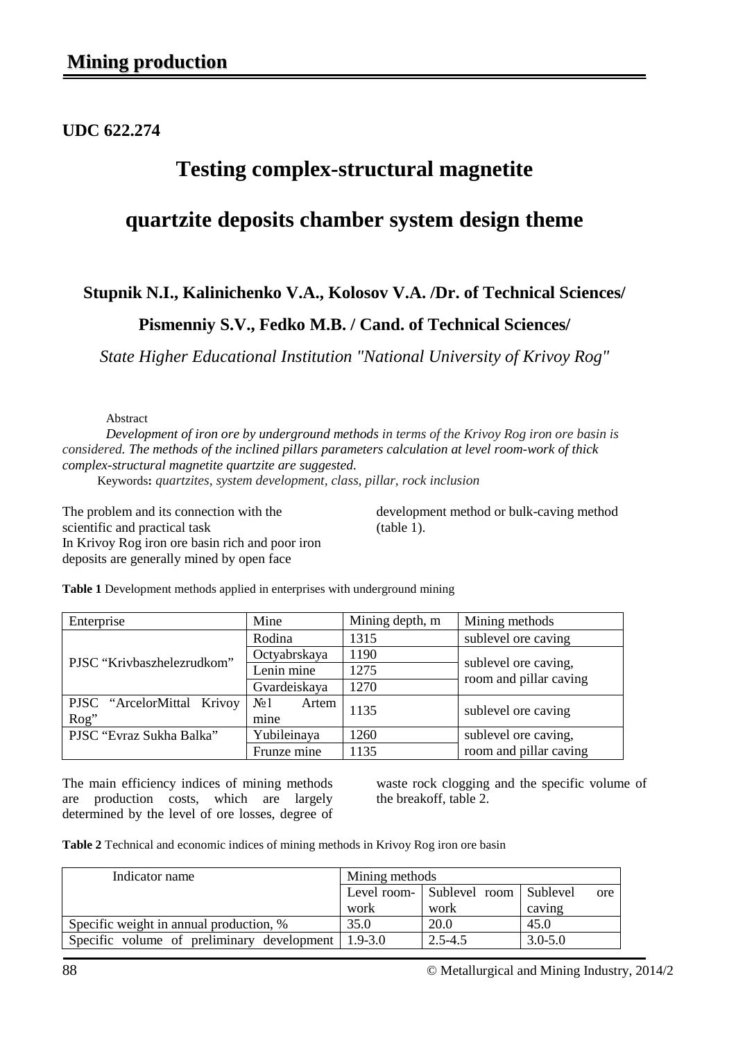# Mining production

**UDC 622.274**

## Testing complex-structural magnetite quartzite deposits chamber system design theme

**Stupnik N.I., Kalinichenko V.A., Kolosov V.A. /Dr. of Technical Sciences/**

**Pismenniy S.V., Fedko M.B. / Cand. of Technical Sciences/**

*State Higher Educational Institution "National University of Krivoy Rog"*

Abstract

*Development of iron ore by underground methods in terms of the Krivoy Rog iron ore basin is considered. The methods of the inclined pillars parameters calculation at level room-work of thick complex-structural magnetite quartzite are suggested.*

Keywords**:** *quartzites, system development, class, pillar, rock inclusion*

The problem and its connection with the scientific and practical task

In Krivoy Rog iron ore basin rich and poor iron deposits are generally mined by open face development method or bulk-caving method (table 1).

**Table 1** Development methods applied in enterprises with underground mining

| Enterprise | Mine | Mining depth, m | Mining methods |
|---|---|---|---|
| PJSC “Krivbaszhelezrudkom” | Rodina | 1315 | sublevel ore caving |
| | Octyabrskaya | 1190 | sublevel ore caving, room and pillar caving |
| | Lenin mine | 1275 | |
| | Gvardeiskaya | 1270 | |
| PJSC “ArcelorMittal Krivoy Rog” | №1 Artem mine | 1135 | sublevel ore caving |
| PJSC “Evraz Sukha Balka” | Yubileinaya | 1260 | sublevel ore caving, room and pillar caving |
| | Frunze mine | 1135 | |

The main efficiency indices of mining methods are production costs, which are largely determined by the level of ore losses, degree of waste rock clogging and the specific volume of the breakoff, table 2.

**Table 2** Technical and economic indices of mining methods in Krivoy Rog iron ore basin

| Indicator name | Mining methods | | |
|---|---|---|---|
| | Level room-work | Sublevel room work | Sublevel ore caving |
| Specific weight in annual production, % | 35.0 | 20.0 | 45.0 |
| Specific volume of preliminary development | 1.9-3.0 | 2.5-4.5 | 3.0-5.0 |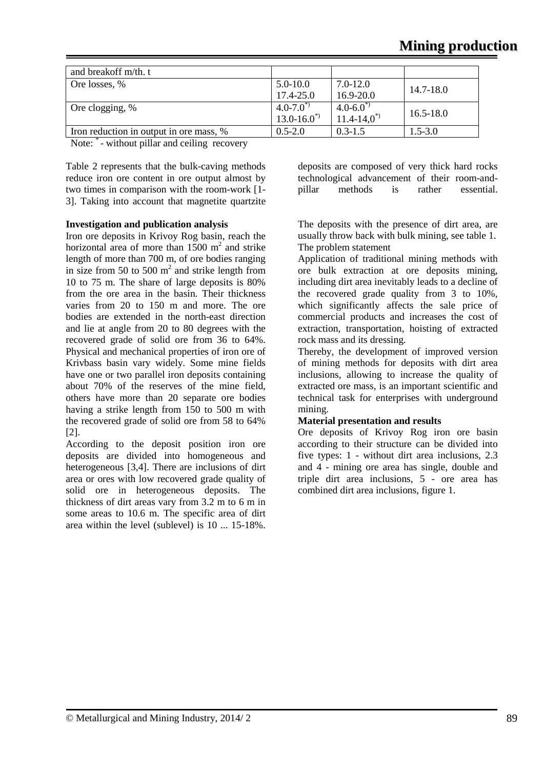| and breakoff m/th. t | | | |
|---|---|---|---|
| Ore losses, % | 5.0-10.0<br>17.4-25.0 | 7.0-12.0<br>16.9-20.0 | 14.7-18.0 |
| Ore clogging, % | 4.0-7.0$^{*)}$<br>13.0-16.0$^{*)}$ | 4.0-6.0$^{*)}$<br>11.4-14,0$^{*)}$ | 16.5-18.0 |
| Iron reduction in output in ore mass, % | 0.5-2.0 | 0.3-1.5 | 1.5-3.0 |

Note: * - without pillar and ceiling recovery

Table 2 represents that the bulk-caving methods reduce iron ore content in ore output almost by two times in comparison with the room-work [1-3]. Taking into account that magnetite quartzite deposits are composed of very thick hard rocks technological advancement of their room-and-pillar methods is rather essential.

**Investigation and publication analysis**

Iron ore deposits in Krivoy Rog basin, reach the horizontal area of more than 1500 $m^2$ and strike length of more than 700 m, of ore bodies ranging in size from 50 to 500 $m^2$ and strike length from 10 to 75 m. The share of large deposits is 80% from the ore area in the basin. Their thickness varies from 20 to 150 m and more. The ore bodies are extended in the north-east direction and lie at angle from 20 to 80 degrees with the recovered grade of solid ore from 36 to 64%. Physical and mechanical properties of iron ore of Krivbass basin vary widely. Some mine fields have one or two parallel iron deposits containing about 70% of the reserves of the mine field, others have more than 20 separate ore bodies having a strike length from 150 to 500 m with the recovered grade of solid ore from 58 to 64% [2].

According to the deposit position iron ore deposits are divided into homogeneous and heterogeneous [3,4]. There are inclusions of dirt area or ores with low recovered grade quality of solid ore in heterogeneous deposits. The thickness of dirt areas vary from 3.2 m to 6 m in some areas to 10.6 m. The specific area of dirt area within the level (sublevel) is 10 ... 15-18%.

The deposits with the presence of dirt area, are usually throw back with bulk mining, see table 1.

The problem statement

Application of traditional mining methods with ore bulk extraction at ore deposits mining, including dirt area inevitably leads to a decline of the recovered grade quality from 3 to 10%, which significantly affects the sale price of commercial products and increases the cost of extraction, transportation, hoisting of extracted rock mass and its dressing.

Thereby, the development of improved version of mining methods for deposits with dirt area inclusions, allowing to increase the quality of extracted ore mass, is an important scientific and technical task for enterprises with underground mining.

**Material presentation and results**

Ore deposits of Krivoy Rog iron ore basin according to their structure can be divided into five types: 1 - without dirt area inclusions, 2.3 and 4 - mining ore area has single, double and triple dirt area inclusions, 5 - ore area has combined dirt area inclusions, figure 1.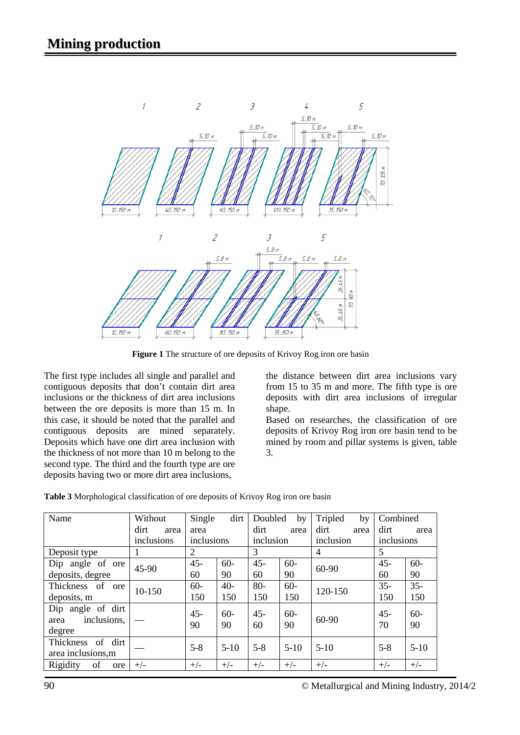**Figure 1** The structure of ore deposits of Krivoy Rog iron ore basin

The first type includes all single and parallel and contiguous deposits that don't contain dirt area inclusions or the thickness of dirt area inclusions between the ore deposits is more than 15 m. In this case, it should be noted that the parallel and contiguous deposits are mined separately. Deposits which have one dirt area inclusion with the thickness of not more than 10 m belong to the second type. The third and the fourth type are ore deposits having two or more dirt area inclusions, the distance between dirt area inclusions vary from 15 to 35 m and more. The fifth type is ore deposits with dirt area inclusions of irregular shape.

Based on researches, the classification of ore deposits of Krivoy Rog iron ore basin tend to be mined by room and pillar systems is given, table 3.

**Table 3** Morphological classification of ore deposits of Krivoy Rog iron ore basin

| Name | Without dirt area inclusions | Single dirt area inclusions | | Doubled by dirt area inclusion | | Tripled by dirt area inclusion | Combined dirt area inclusions | |
|---|---|---|---|---|---|---|---|---|
| Deposit type | 1 | 2 | | 3 | | 4 | 5 | |
| Dip angle of ore deposits, degree | 45-90 | 45-60 | 60-90 | 45-60 | 60-90 | 60-90 | 45-60 | 60-90 |
| Thickness of ore deposits, m | 10-150 | 60-150 | 40-150 | 80-150 | 60-150 | 120-150 | 35-150 | 35-150 |
| Dip angle of dirt area inclusions, degree | — | 45-90 | 60-90 | 45-60 | 60-90 | 60-90 | 45-70 | 60-90 |
| Thickness of dirt area inclusions,m | — | 5-8 | 5-10 | 5-8 | 5-10 | 5-10 | 5-8 | 5-10 |
| Rigidity of ore | +/- | +/- | +/- | +/- | +/- | +/- | +/- | +/- |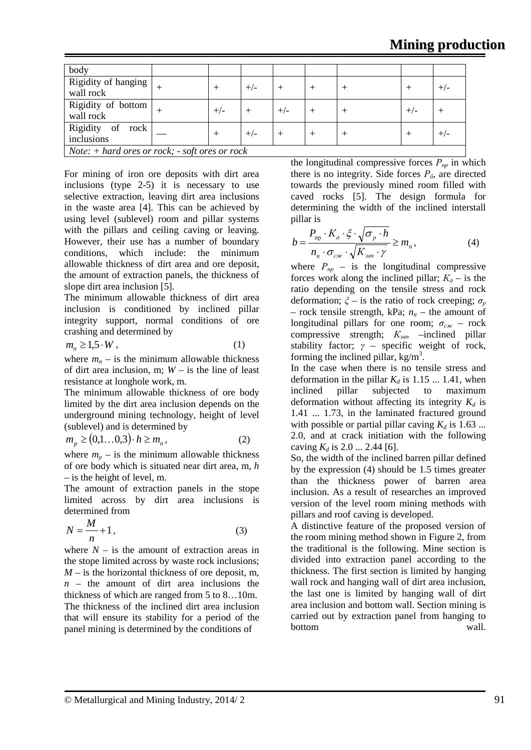| body | | | | | | | | |
|---|---|---|---|---|---|---|---|---|
| Rigidity of hanging wall rock | + | + | +/- | + | + | + | + | +/- |
| Rigidity of bottom wall rock | + | +/- | + | +/- | + | + | +/- | + |
| Rigidity of rock inclusions | — | + | +/- | + | + | + | + | +/- |

*Note: + hard ores or rock; - soft ores or rock*

For mining of iron ore deposits with dirt area inclusions (type 2-5) it is necessary to use selective extraction, leaving dirt area inclusions in the waste area [4]. This can be achieved by using level (sublevel) room and pillar systems with the pillars and ceiling caving or leaving. However, their use has a number of boundary conditions, which include: the minimum allowable thickness of dirt area and ore deposit, the amount of extraction panels, the thickness of slope dirt area inclusion [5].

The minimum allowable thickness of dirt area inclusion is conditioned by inclined pillar integrity support, normal conditions of ore crashing and determined by

$$m_n \geq 1{,}5 \cdot W\,, \tag{1}$$

where $m_n$ – is the minimum allowable thickness of dirt area inclusion, m; $W$ – is the line of least resistance at longhole work, m.

The minimum allowable thickness of ore body limited by the dirt area inclusion depends on the underground mining technology, height of level (sublevel) and is determined by

$$m_p \geq (0{,}1 \ldots 0{,}3) \cdot h \geq m_n\,, \tag{2}$$

where $m_p$ – is the minimum allowable thickness of ore body which is situated near dirt area, m, $h$ – is the height of level, m.

The amount of extraction panels in the stope limited across by dirt area inclusions is determined from

$$N = \frac{M}{n} + 1\,, \tag{3}$$

where $N$ – is the amount of extraction areas in the stope limited across by waste rock inclusions; $M$ – is the horizontal thickness of ore deposit, m, $n$ – the amount of dirt area inclusions the thickness of which are ranged from 5 to 8…10m.

The thickness of the inclined dirt area inclusion that will ensure its stability for a period of the panel mining is determined by the conditions of the longitudinal compressive forces $P_{пр}$ in which there is no integrity. Side forces $P_б$, are directed towards the previously mined room filled with caved rocks [5]. The design formula for determining the width of the inclined interstall pillar is

$$b = \frac{P_{\text{пр}} \cdot K_{\partial} \cdot \xi \cdot \sqrt{\sigma_p \cdot h}}{n_{ц} \cdot \sigma_{сж} \cdot \sqrt{K_{зап} \cdot \gamma}} \geq m_n\,, \tag{4}$$

where $P_{пр}$ – is the longitudinal compressive forces work along the inclined pillar; $K_{\partial}$ – is the ratio depending on the tensile stress and rock deformation; $\xi$ – is the ratio of rock creeping; $\sigma_p$ – rock tensile strength, kPa; $n_ц$ – the amount of longitudinal pillars for one room; $\sigma_{сж}$ – rock compressive strength; $K_{зап}$ –inclined pillar stability factor; $\gamma$ – specific weight of rock, forming the inclined pillar, kg/m$^3$.

In the case when there is no tensile stress and deformation in the pillar $K_d$ is 1.15 ... 1.41, when inclined pillar subjected to maximum deformation without affecting its integrity $K_d$ is 1.41 ... 1.73, in the laminated fractured ground with possible or partial pillar caving $K_d$ is 1.63 ... 2.0, and at crack initiation with the following caving $K_d$ is 2.0 ... 2.44 [6].

So, the width of the inclined barren pillar defined by the expression (4) should be 1.5 times greater than the thickness power of barren area inclusion. As a result of researches an improved version of the level room mining methods with pillars and roof caving is developed.

A distinctive feature of the proposed version of the room mining method shown in Figure 2, from the traditional is the following. Mine section is divided into extraction panel according to the thickness. The first section is limited by hanging wall rock and hanging wall of dirt area inclusion, the last one is limited by hanging wall of dirt area inclusion and bottom wall. Section mining is carried out by extraction panel from hanging to bottom wall.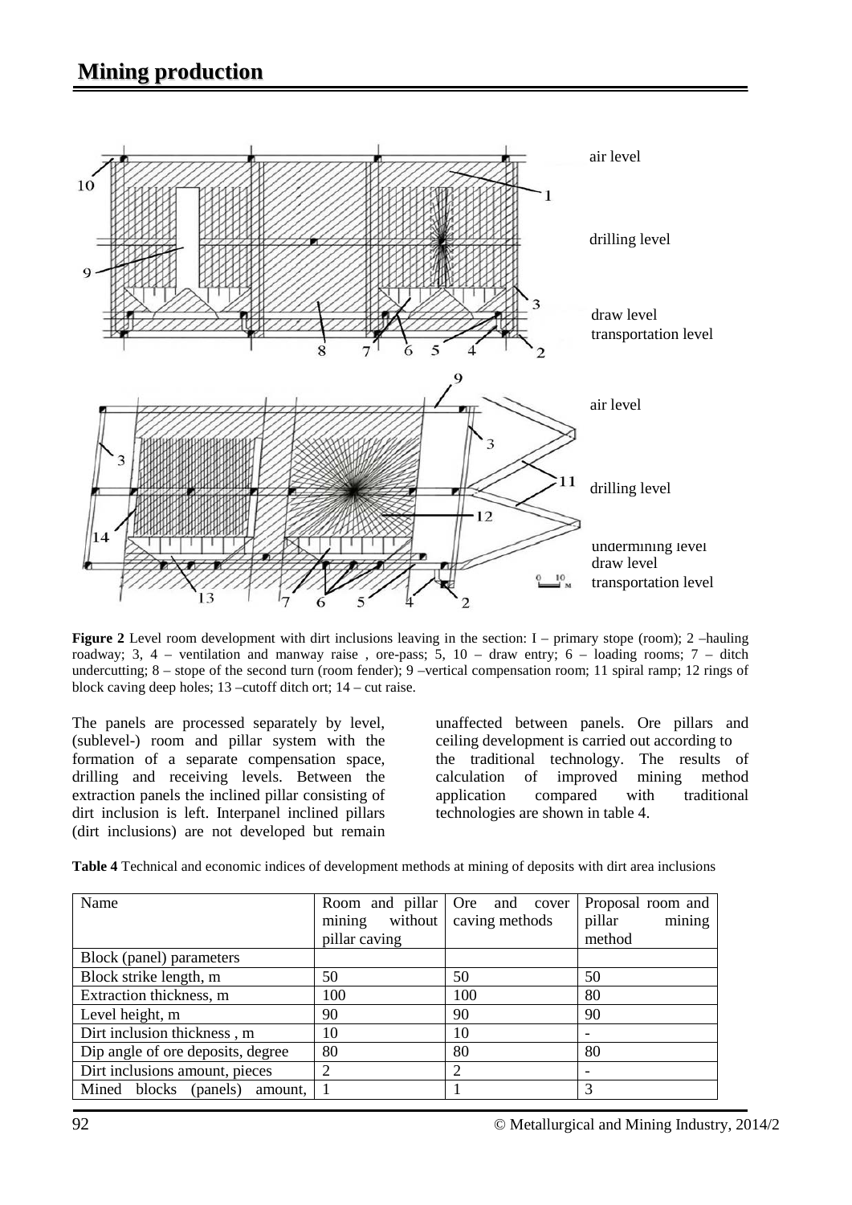**Figure 2** Level room development with dirt inclusions leaving in the section: I – primary stope (room); 2 –hauling roadway; 3, 4 – ventilation and manway raise , ore-pass; 5, 10 – draw entry; 6 – loading rooms; 7 – ditch undercutting; 8 – stope of the second turn (room fender); 9 –vertical compensation room; 11 spiral ramp; 12 rings of block caving deep holes; 13 –cutoff ditch ort; 14 – cut raise.

The panels are processed separately by level, (sublevel-) room and pillar system with the formation of a separate compensation space, drilling and receiving levels. Between the extraction panels the inclined pillar consisting of dirt inclusion is left. Interpanel inclined pillars (dirt inclusions) are not developed but remain unaffected between panels. Ore pillars and ceiling development is carried out according to the traditional technology. The results of calculation of improved mining method application compared with traditional technologies are shown in table 4.

**Table 4** Technical and economic indices of development methods at mining of deposits with dirt area inclusions

| Name | Room and pillar mining without pillar caving | Ore and cover caving methods | Proposal room and pillar mining method |
|---|---|---|---|
| Block (panel) parameters | | | |
| Block strike length, m | 50 | 50 | 50 |
| Extraction thickness, m | 100 | 100 | 80 |
| Level height, m | 90 | 90 | 90 |
| Dirt inclusion thickness , m | 10 | 10 | - |
| Dip angle of ore deposits, degree | 80 | 80 | 80 |
| Dirt inclusions amount, pieces | 2 | 2 | - |
| Mined blocks (panels) amount, | 1 | 1 | 3 |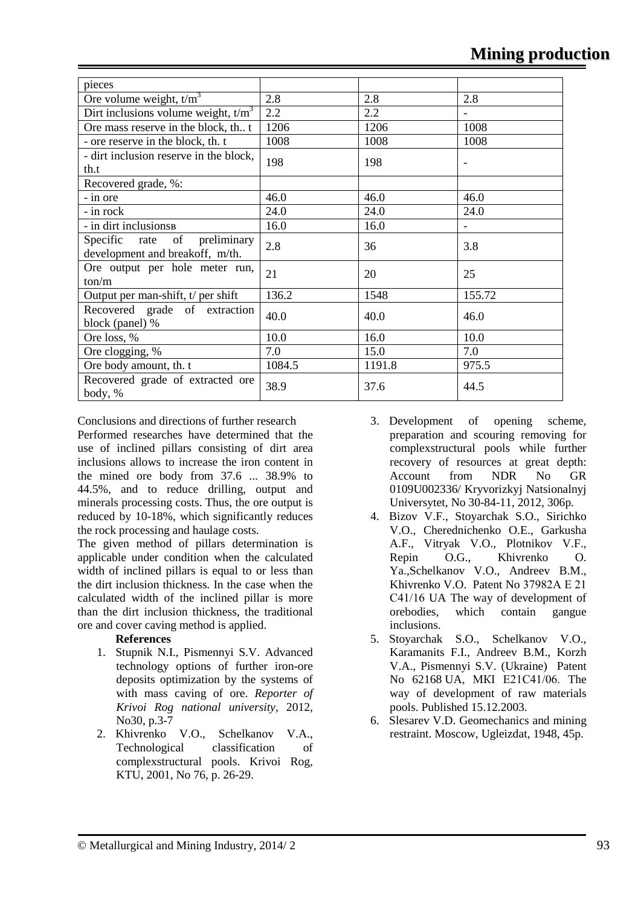| | | | |
|---|---|---|---|
| pieces | | | |
| Ore volume weight, t/m$^3$ | 2.8 | 2.8 | 2.8 |
| Dirt inclusions volume weight, t/m$^3$ | 2.2 | 2.2 | - |
| Ore mass reserve in the block, th.. t | 1206 | 1206 | 1008 |
| - ore reserve in the block, th. t | 1008 | 1008 | 1008 |
| - dirt inclusion reserve in the block, th.t | 198 | 198 | - |
| Recovered grade, %: | | | |
| - in ore | 46.0 | 46.0 | 46.0 |
| - in rock | 24.0 | 24.0 | 24.0 |
| - in dirt inclusionsв | 16.0 | 16.0 | - |
| Specific rate of preliminary development and breakoff, m/th. | 2.8 | 36 | 3.8 |
| Ore output per hole meter run, ton/m | 21 | 20 | 25 |
| Output per man-shift, t/ per shift | 136.2 | 1548 | 155.72 |
| Recovered grade of extraction block (panel) % | 40.0 | 40.0 | 46.0 |
| Ore loss, % | 10.0 | 16.0 | 10.0 |
| Ore clogging, % | 7.0 | 15.0 | 7.0 |
| Ore body amount, th. t | 1084.5 | 1191.8 | 975.5 |
| Recovered grade of extracted ore body, % | 38.9 | 37.6 | 44.5 |

Conclusions and directions of further research

Performed researches have determined that the use of inclined pillars consisting of dirt area inclusions allows to increase the iron content in the mined ore body from 37.6 ... 38.9% to 44.5%, and to reduce drilling, output and minerals processing costs. Thus, the ore output is reduced by 10-18%, which significantly reduces the rock processing and haulage costs.

The given method of pillars determination is applicable under condition when the calculated width of inclined pillars is equal to or less than the dirt inclusion thickness. In the case when the calculated width of the inclined pillar is more than the dirt inclusion thickness, the traditional ore and cover caving method is applied.

**References**

1. Stupnik N.I., Pismennyi S.V. Advanced technology options of further iron-ore deposits optimization by the systems of with mass caving of ore. *Reporter of Krivoi Rog national university*, 2012, No30, p.3-7
2. Khivrenko V.O., Schelkanov V.A., Technological classification of complexstructural pools. Krivoi Rog, KTU, 2001, No 76, p. 26-29.
3. Development of opening scheme, preparation and scouring removing for complexstructural pools while further recovery of resources at great depth: Account from NDR No GR 0109U002336/ Kryvorizkyj Natsionalnyj Universytet, No 30-84-11, 2012, 306p.
4. Bizov V.F., Stoyarchak S.O., Sirichko V.O., Cherednichenko O.E., Garkusha A.F., Vitryak V.O., Plotnikov V.F., Repin O.G., Khivrenko O. Ya.,Schelkanov V.O., Andreev B.M., Khivrenko V.O. Patent No 37982A E 21 C41/16 UA The way of development of orebodies, which contain gangue inclusions.
5. Stoyarchak S.O., Schelkanov V.O., Karamanits F.I., Andreev B.M., Korzh V.A., Pismennyi S.V. (Ukraine) Patent No 62168 UA, MKI E21C41/06. The way of development of raw materials pools. Published 15.12.2003.
6. Slesarev V.D. Geomechanics and mining restraint. Moscow, Ugleizdat, 1948, 45p.